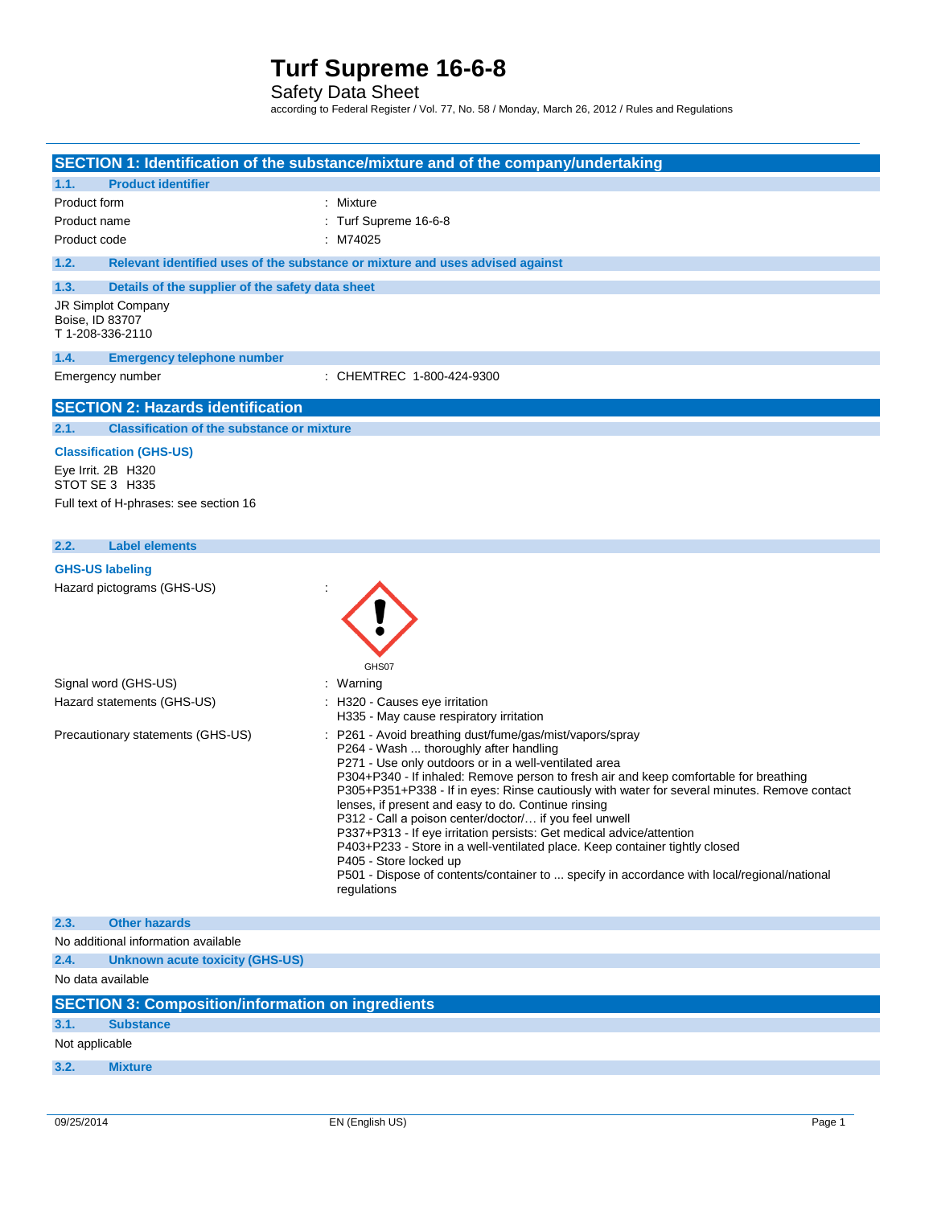# Turf Supreme 16-6-8

Safety Data Sheet

according to Federal Register / Vol. 77, No. 58 / Monday, March 26, 2012 / Rules and Regulations

## SECTION 1: Identification of the substance/mixture and of the company/undertaking

### 1.1. Product identifier

| | |
|---|---|
| Product form | : Mixture |
| Product name | : Turf Supreme 16-6-8 |
| Product code | : M74025 |

### 1.2. Relevant identified uses of the substance or mixture and uses advised against

### 1.3. Details of the supplier of the safety data sheet

JR Simplot Company
Boise, ID 83707
T 1-208-336-2110

### 1.4. Emergency telephone number

| | |
|---|---|
| Emergency number | : CHEMTREC 1-800-424-9300 |

## SECTION 2: Hazards identification

### 2.1. Classification of the substance or mixture

**Classification (GHS-US)**

Eye Irrit. 2B H320
STOT SE 3 H335

Full text of H-phrases: see section 16

### 2.2. Label elements

**GHS-US labeling**

Hazard pictograms (GHS-US) :

GHS07

Signal word (GHS-US) : Warning

Hazard statements (GHS-US) :
- H320 - Causes eye irritation
- H335 - May cause respiratory irritation

Precautionary statements (GHS-US) :
- P261 - Avoid breathing dust/fume/gas/mist/vapors/spray
- P264 - Wash ... thoroughly after handling
- P271 - Use only outdoors or in a well-ventilated area
- P304+P340 - If inhaled: Remove person to fresh air and keep comfortable for breathing
- P305+P351+P338 - If in eyes: Rinse cautiously with water for several minutes. Remove contact lenses, if present and easy to do. Continue rinsing
- P312 - Call a poison center/doctor/… if you feel unwell
- P337+P313 - If eye irritation persists: Get medical advice/attention
- P403+P233 - Store in a well-ventilated place. Keep container tightly closed
- P405 - Store locked up
- P501 - Dispose of contents/container to ... specify in accordance with local/regional/national regulations

### 2.3. Other hazards

No additional information available

### 2.4. Unknown acute toxicity (GHS-US)

No data available

## SECTION 3: Composition/information on ingredients

### 3.1. Substance

Not applicable

### 3.2. Mixture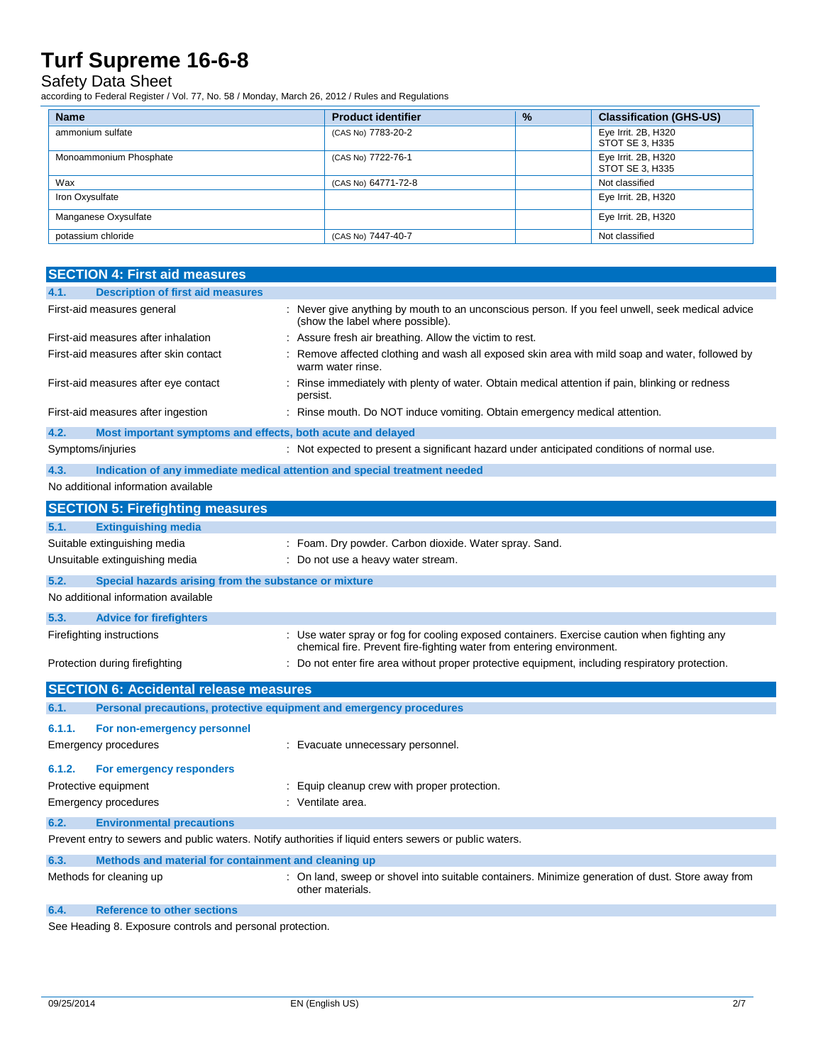| Name | Product identifier | % | Classification (GHS-US) |
|---|---|---|---|
| ammonium sulfate | (CAS No) 7783-20-2 | | Eye Irrit. 2B, H320<br>STOT SE 3, H335 |
| Monoammonium Phosphate | (CAS No) 7722-76-1 | | Eye Irrit. 2B, H320<br>STOT SE 3, H335 |
| Wax | (CAS No) 64771-72-8 | | Not classified |
| Iron Oxysulfate | | | Eye Irrit. 2B, H320 |
| Manganese Oxysulfate | | | Eye Irrit. 2B, H320 |
| potassium chloride | (CAS No) 7447-40-7 | | Not classified |

## SECTION 4: First aid measures

### 4.1. Description of first aid measures

First-aid measures general : Never give anything by mouth to an unconscious person. If you feel unwell, seek medical advice (show the label where possible).

First-aid measures after inhalation : Assure fresh air breathing. Allow the victim to rest.

First-aid measures after skin contact : Remove affected clothing and wash all exposed skin area with mild soap and water, followed by warm water rinse.

First-aid measures after eye contact : Rinse immediately with plenty of water. Obtain medical attention if pain, blinking or redness persist.

First-aid measures after ingestion : Rinse mouth. Do NOT induce vomiting. Obtain emergency medical attention.

### 4.2. Most important symptoms and effects, both acute and delayed

Symptoms/injuries : Not expected to present a significant hazard under anticipated conditions of normal use.

### 4.3. Indication of any immediate medical attention and special treatment needed

No additional information available

## SECTION 5: Firefighting measures

### 5.1. Extinguishing media

Suitable extinguishing media : Foam. Dry powder. Carbon dioxide. Water spray. Sand.

Unsuitable extinguishing media : Do not use a heavy water stream.

### 5.2. Special hazards arising from the substance or mixture

No additional information available

### 5.3. Advice for firefighters

Firefighting instructions : Use water spray or fog for cooling exposed containers. Exercise caution when fighting any chemical fire. Prevent fire-fighting water from entering environment.

Protection during firefighting : Do not enter fire area without proper protective equipment, including respiratory protection.

## SECTION 6: Accidental release measures

### 6.1. Personal precautions, protective equipment and emergency procedures

#### 6.1.1. For non-emergency personnel

Emergency procedures : Evacuate unnecessary personnel.

#### 6.1.2. For emergency responders

Protective equipment : Equip cleanup crew with proper protection.

Emergency procedures : Ventilate area.

### 6.2. Environmental precautions

Prevent entry to sewers and public waters. Notify authorities if liquid enters sewers or public waters.

### 6.3. Methods and material for containment and cleaning up

Methods for cleaning up : On land, sweep or shovel into suitable containers. Minimize generation of dust. Store away from other materials.

### 6.4. Reference to other sections

See Heading 8. Exposure controls and personal protection.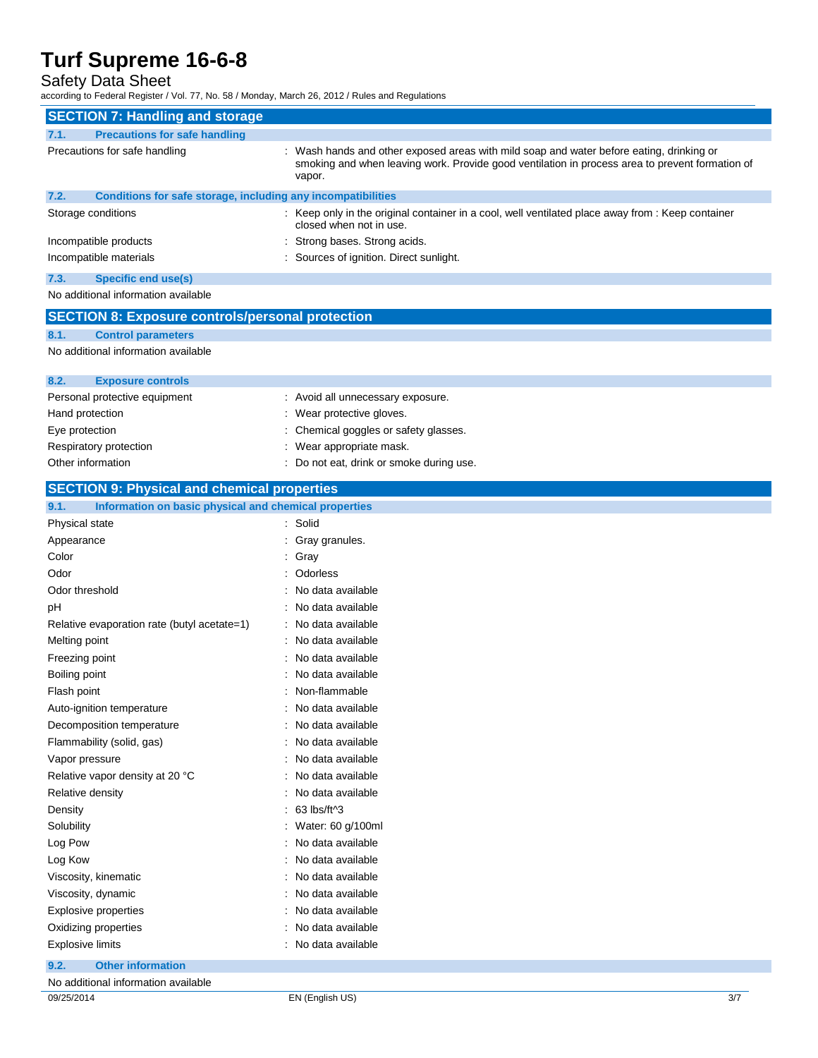## SECTION 7: Handling and storage

### 7.1. Precautions for safe handling

| | |
|---|---|
| Precautions for safe handling | : Wash hands and other exposed areas with mild soap and water before eating, drinking or smoking and when leaving work. Provide good ventilation in process area to prevent formation of vapor. |

### 7.2. Conditions for safe storage, including any incompatibilities

| | |
|---|---|
| Storage conditions | : Keep only in the original container in a cool, well ventilated place away from : Keep container closed when not in use. |
| Incompatible products | : Strong bases. Strong acids. |
| Incompatible materials | : Sources of ignition. Direct sunlight. |

### 7.3. Specific end use(s)

No additional information available

## SECTION 8: Exposure controls/personal protection

### 8.1. Control parameters

No additional information available

### 8.2. Exposure controls

| | |
|---|---|
| Personal protective equipment | : Avoid all unnecessary exposure. |
| Hand protection | : Wear protective gloves. |
| Eye protection | : Chemical goggles or safety glasses. |
| Respiratory protection | : Wear appropriate mask. |
| Other information | : Do not eat, drink or smoke during use. |

## SECTION 9: Physical and chemical properties

### 9.1. Information on basic physical and chemical properties

| | |
|---|---|
| Physical state | : Solid |
| Appearance | : Gray granules. |
| Color | : Gray |
| Odor | : Odorless |
| Odor threshold | : No data available |
| pH | : No data available |
| Relative evaporation rate (butyl acetate=1) | : No data available |
| Melting point | : No data available |
| Freezing point | : No data available |
| Boiling point | : No data available |
| Flash point | : Non-flammable |
| Auto-ignition temperature | : No data available |
| Decomposition temperature | : No data available |
| Flammability (solid, gas) | : No data available |
| Vapor pressure | : No data available |
| Relative vapor density at 20 °C | : No data available |
| Relative density | : No data available |
| Density | : 63 lbs/ft^3 |
| Solubility | : Water: 60 g/100ml |
| Log Pow | : No data available |
| Log Kow | : No data available |
| Viscosity, kinematic | : No data available |
| Viscosity, dynamic | : No data available |
| Explosive properties | : No data available |
| Oxidizing properties | : No data available |
| Explosive limits | : No data available |

### 9.2. Other information

No additional information available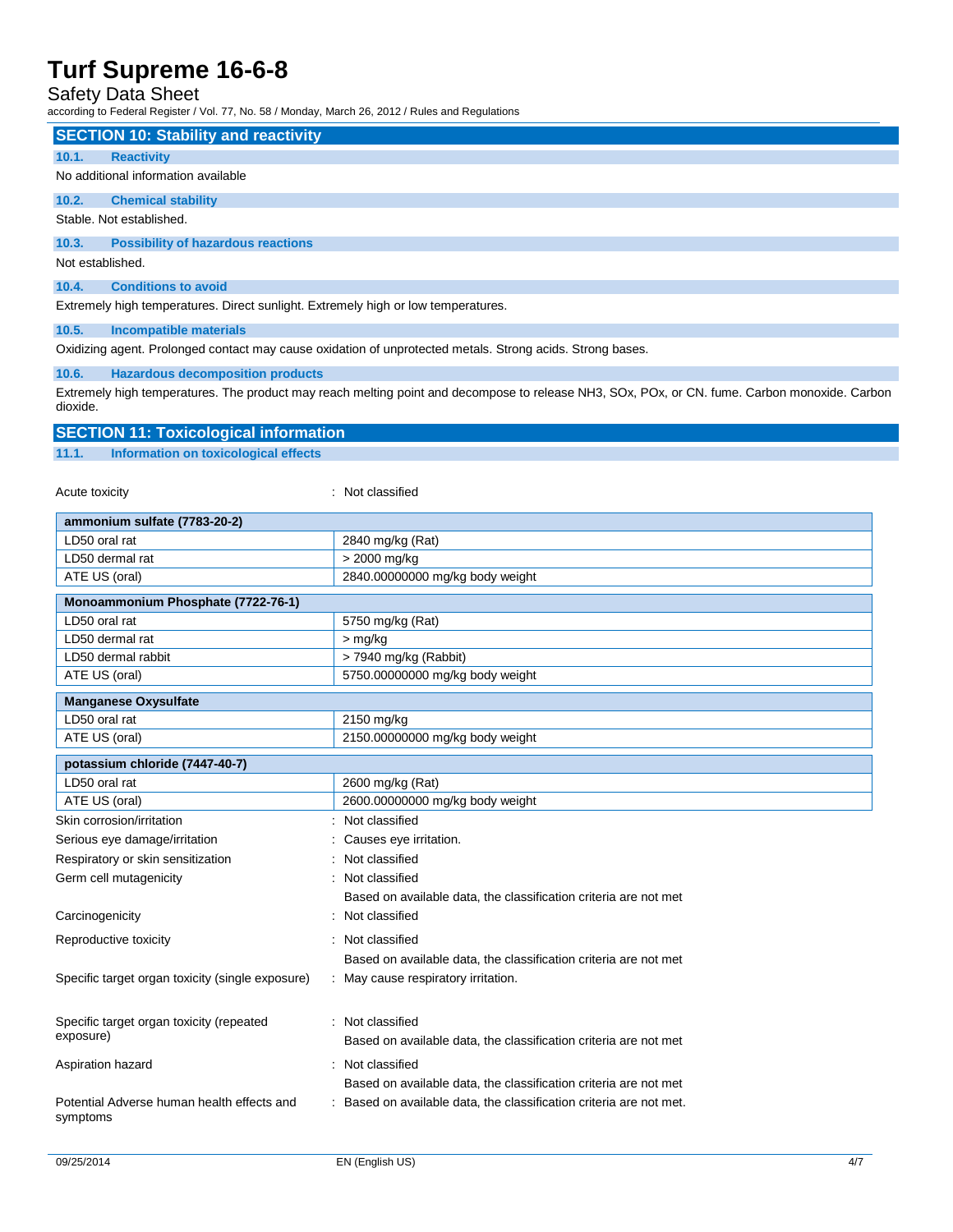## SECTION 10: Stability and reactivity

### 10.1. Reactivity

No additional information available

### 10.2. Chemical stability

Stable. Not established.

### 10.3. Possibility of hazardous reactions

Not established.

### 10.4. Conditions to avoid

Extremely high temperatures. Direct sunlight. Extremely high or low temperatures.

### 10.5. Incompatible materials

Oxidizing agent. Prolonged contact may cause oxidation of unprotected metals. Strong acids. Strong bases.

### 10.6. Hazardous decomposition products

Extremely high temperatures. The product may reach melting point and decompose to release $NH_3$, $SO_x$, $PO_x$, or CN. fume. Carbon monoxide. Carbon dioxide.

## SECTION 11: Toxicological information

### 11.1. Information on toxicological effects

Acute toxicity : Not classified

| ammonium sulfate (7783-20-2) | |
|---|---|
| LD50 oral rat | 2840 mg/kg (Rat) |
| LD50 dermal rat | > 2000 mg/kg |
| ATE US (oral) | 2840.00000000 mg/kg body weight |

| Monoammonium Phosphate (7722-76-1) | |
|---|---|
| LD50 oral rat | 5750 mg/kg (Rat) |
| LD50 dermal rat | > mg/kg |
| LD50 dermal rabbit | > 7940 mg/kg (Rabbit) |
| ATE US (oral) | 5750.00000000 mg/kg body weight |

| Manganese Oxysulfate | |
|---|---|
| LD50 oral rat | 2150 mg/kg |
| ATE US (oral) | 2150.00000000 mg/kg body weight |

| potassium chloride (7447-40-7) | |
|---|---|
| LD50 oral rat | 2600 mg/kg (Rat) |
| ATE US (oral) | 2600.00000000 mg/kg body weight |

Skin corrosion/irritation : Not classified

Serious eye damage/irritation : Causes eye irritation.

Respiratory or skin sensitization : Not classified

Germ cell mutagenicity : Not classified
Based on available data, the classification criteria are not met

Carcinogenicity : Not classified

Reproductive toxicity : Not classified
Based on available data, the classification criteria are not met

Specific target organ toxicity (single exposure) : May cause respiratory irritation.

Specific target organ toxicity (repeated exposure) : Not classified
Based on available data, the classification criteria are not met

Aspiration hazard : Not classified
Based on available data, the classification criteria are not met

Potential Adverse human health effects and symptoms : Based on available data, the classification criteria are not met.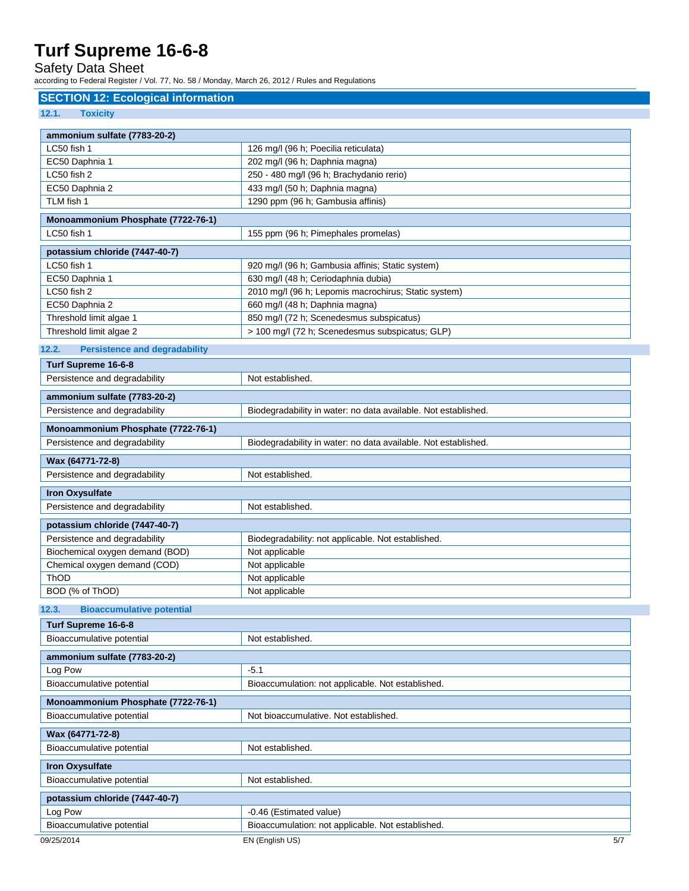## SECTION 12: Ecological information

### 12.1. Toxicity

| ammonium sulfate (7783-20-2) | |
|---|---|
| LC50 fish 1 | 126 mg/l (96 h; Poecilia reticulata) |
| EC50 Daphnia 1 | 202 mg/l (96 h; Daphnia magna) |
| LC50 fish 2 | 250 - 480 mg/l (96 h; Brachydanio rerio) |
| EC50 Daphnia 2 | 433 mg/l (50 h; Daphnia magna) |
| TLM fish 1 | 1290 ppm (96 h; Gambusia affinis) |

| Monoammonium Phosphate (7722-76-1) | |
|---|---|
| LC50 fish 1 | 155 ppm (96 h; Pimephales promelas) |

| potassium chloride (7447-40-7) | |
|---|---|
| LC50 fish 1 | 920 mg/l (96 h; Gambusia affinis; Static system) |
| EC50 Daphnia 1 | 630 mg/l (48 h; Ceriodaphnia dubia) |
| LC50 fish 2 | 2010 mg/l (96 h; Lepomis macrochirus; Static system) |
| EC50 Daphnia 2 | 660 mg/l (48 h; Daphnia magna) |
| Threshold limit algae 1 | 850 mg/l (72 h; Scenedesmus subspicatus) |
| Threshold limit algae 2 | > 100 mg/l (72 h; Scenedesmus subspicatus; GLP) |

### 12.2. Persistence and degradability

| Turf Supreme 16-6-8 | |
|---|---|
| Persistence and degradability | Not established. |

| ammonium sulfate (7783-20-2) | |
|---|---|
| Persistence and degradability | Biodegradability in water: no data available. Not established. |

| Monoammonium Phosphate (7722-76-1) | |
|---|---|
| Persistence and degradability | Biodegradability in water: no data available. Not established. |

| Wax (64771-72-8) | |
|---|---|
| Persistence and degradability | Not established. |

| Iron Oxysulfate | |
|---|---|
| Persistence and degradability | Not established. |

| potassium chloride (7447-40-7) | |
|---|---|
| Persistence and degradability | Biodegradability: not applicable. Not established. |
| Biochemical oxygen demand (BOD) | Not applicable |
| Chemical oxygen demand (COD) | Not applicable |
| ThOD | Not applicable |
| BOD (% of ThOD) | Not applicable |

### 12.3. Bioaccumulative potential

| Turf Supreme 16-6-8 | |
|---|---|
| Bioaccumulative potential | Not established. |

| ammonium sulfate (7783-20-2) | |
|---|---|
| Log Pow | -5.1 |
| Bioaccumulative potential | Bioaccumulation: not applicable. Not established. |

| Monoammonium Phosphate (7722-76-1) | |
|---|---|
| Bioaccumulative potential | Not bioaccumulative. Not established. |

| Wax (64771-72-8) | |
|---|---|
| Bioaccumulative potential | Not established. |

| Iron Oxysulfate | |
|---|---|
| Bioaccumulative potential | Not established. |

| potassium chloride (7447-40-7) | |
|---|---|
| Log Pow | -0.46 (Estimated value) |
| Bioaccumulative potential | Bioaccumulation: not applicable. Not established. |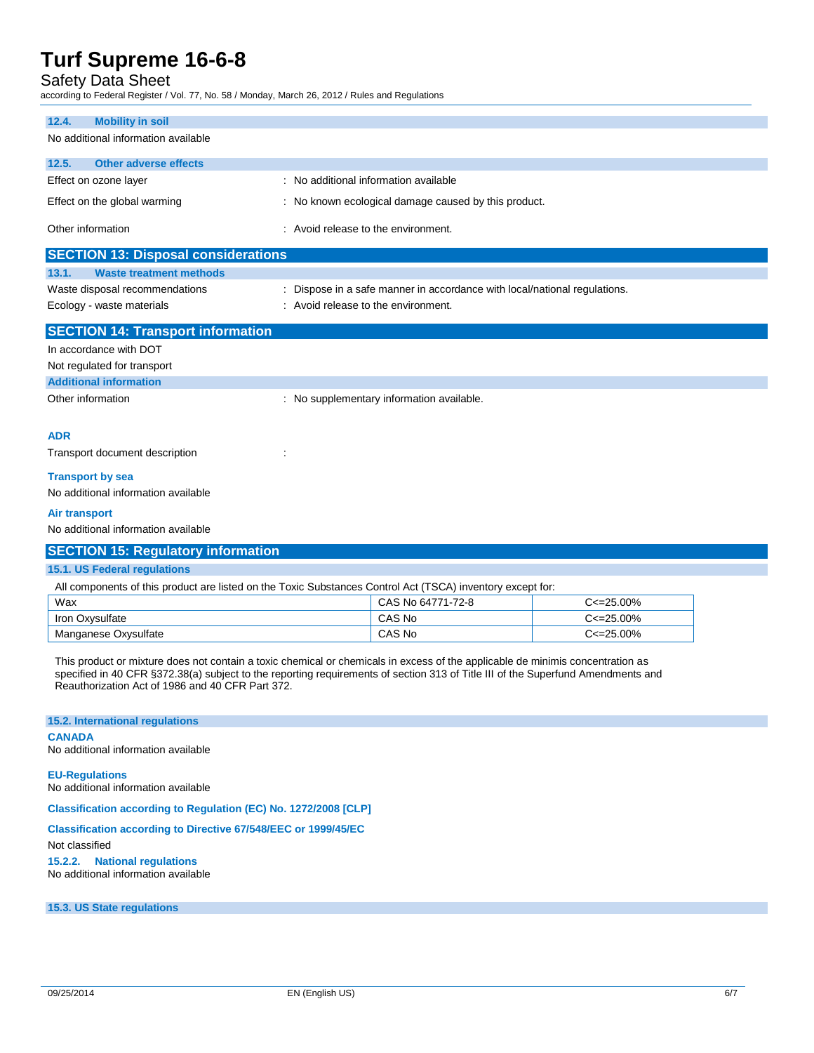### 12.4. Mobility in soil

No additional information available

### 12.5. Other adverse effects

Effect on ozone layer : No additional information available

Effect on the global warming : No known ecological damage caused by this product.

Other information : Avoid release to the environment.

## SECTION 13: Disposal considerations

### 13.1. Waste treatment methods

Waste disposal recommendations : Dispose in a safe manner in accordance with local/national regulations.

Ecology - waste materials : Avoid release to the environment.

## SECTION 14: Transport information

In accordance with DOT

Not regulated for transport

### Additional information

Other information : No supplementary information available.

**ADR**

Transport document description :

**Transport by sea**

No additional information available

**Air transport**

No additional information available

## SECTION 15: Regulatory information

### 15.1. US Federal regulations

All components of this product are listed on the Toxic Substances Control Act (TSCA) inventory except for:

| | | |
|---|---|---|
| Wax | CAS No 64771-72-8 | C<=25.00% |
| Iron Oxysulfate | CAS No | C<=25.00% |
| Manganese Oxysulfate | CAS No | C<=25.00% |

This product or mixture does not contain a toxic chemical or chemicals in excess of the applicable de minimis concentration as specified in 40 CFR §372.38(a) subject to the reporting requirements of section 313 of Title III of the Superfund Amendments and Reauthorization Act of 1986 and 40 CFR Part 372.

### 15.2. International regulations

**CANADA**

No additional information available

**EU-Regulations**

No additional information available

**Classification according to Regulation (EC) No. 1272/2008 [CLP]**

**Classification according to Directive 67/548/EEC or 1999/45/EC**

Not classified

#### 15.2.2. National regulations

No additional information available

### 15.3. US State regulations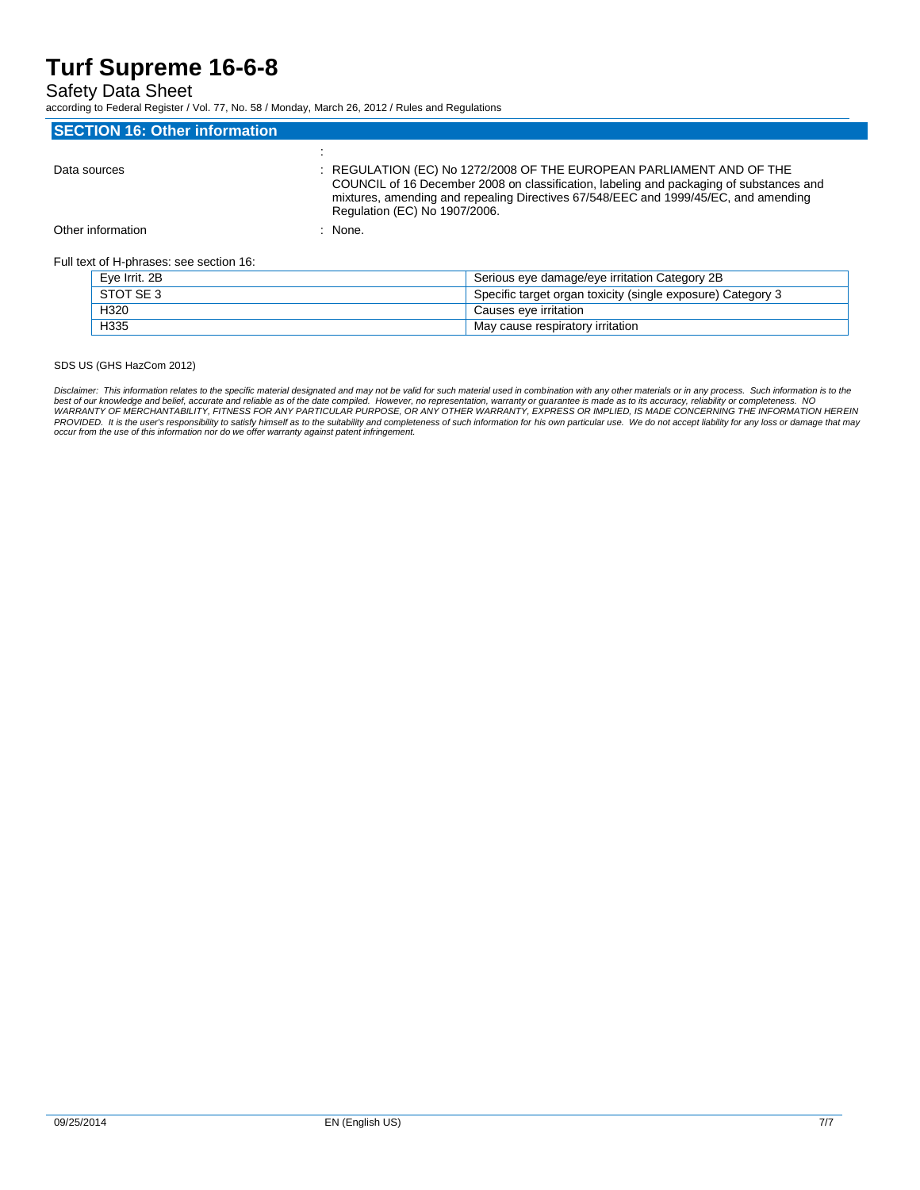## SECTION 16: Other information

| | |
|---|---|
| | : |
| Data sources | : REGULATION (EC) No 1272/2008 OF THE EUROPEAN PARLIAMENT AND OF THE COUNCIL of 16 December 2008 on classification, labeling and packaging of substances and mixtures, amending and repealing Directives 67/548/EEC and 1999/45/EC, and amending Regulation (EC) No 1907/2006. |
| Other information | : None. |

Full text of H-phrases: see section 16:

| | |
|---|---|
| Eye Irrit. 2B | Serious eye damage/eye irritation Category 2B |
| STOT SE 3 | Specific target organ toxicity (single exposure) Category 3 |
| H320 | Causes eye irritation |
| H335 | May cause respiratory irritation |

SDS US (GHS HazCom 2012)

*Disclaimer: This information relates to the specific material designated and may not be valid for such material used in combination with any other materials or in any process. Such information is to the best of our knowledge and belief, accurate and reliable as of the date compiled. However, no representation, warranty or guarantee is made as to its accuracy, reliability or completeness. NO WARRANTY OF MERCHANTABILITY, FITNESS FOR ANY PARTICULAR PURPOSE, OR ANY OTHER WARRANTY, EXPRESS OR IMPLIED, IS MADE CONCERNING THE INFORMATION HEREIN PROVIDED. It is the user's responsibility to satisfy himself as to the suitability and completeness of such information for his own particular use. We do not accept liability for any loss or damage that may occur from the use of this information nor do we offer warranty against patent infringement.*